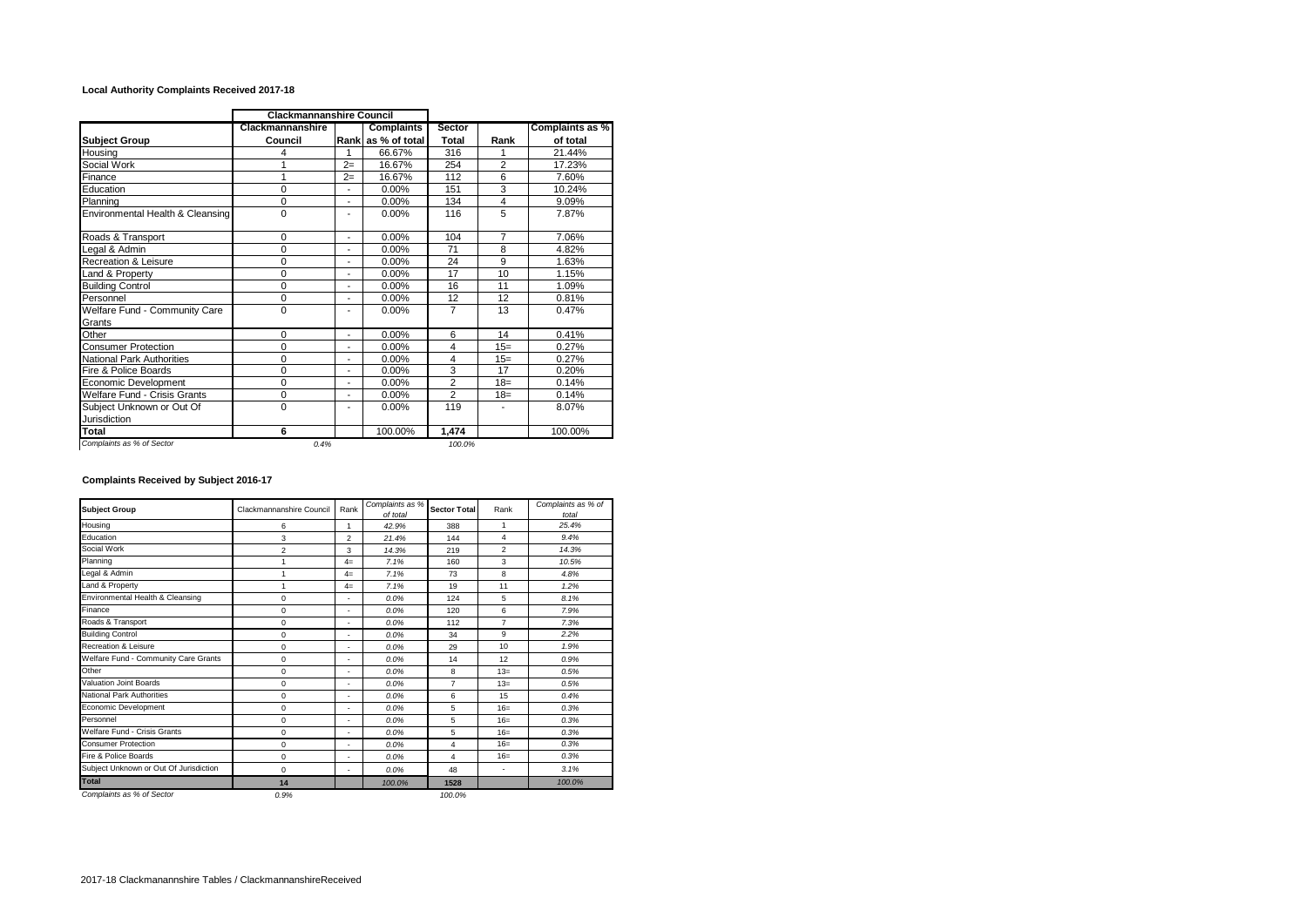**Local Authority Complaints Received 2017-18**

| | Clackmannanshire Council | | | | | |
|---|---|---|---|---|---|---|
| **Subject Group** | **Clackmannanshire Council** | **Rank** | **Complaints as % of total** | **Sector Total** | **Rank** | **Complaints as % of total** |
| Housing | 4 | 1 | 66.67% | 316 | 1 | 21.44% |
| Social Work | 1 | 2= | 16.67% | 254 | 2 | 17.23% |
| Finance | 1 | 2= | 16.67% | 112 | 6 | 7.60% |
| Education | 0 | - | 0.00% | 151 | 3 | 10.24% |
| Planning | 0 | - | 0.00% | 134 | 4 | 9.09% |
| Environmental Health & Cleansing | 0 | - | 0.00% | 116 | 5 | 7.87% |
| Roads & Transport | 0 | - | 0.00% | 104 | 7 | 7.06% |
| Legal & Admin | 0 | - | 0.00% | 71 | 8 | 4.82% |
| Recreation & Leisure | 0 | - | 0.00% | 24 | 9 | 1.63% |
| Land & Property | 0 | - | 0.00% | 17 | 10 | 1.15% |
| Building Control | 0 | - | 0.00% | 16 | 11 | 1.09% |
| Personnel | 0 | - | 0.00% | 12 | 12 | 0.81% |
| Welfare Fund - Community Care Grants | 0 | - | 0.00% | 7 | 13 | 0.47% |
| Other | 0 | - | 0.00% | 6 | 14 | 0.41% |
| Consumer Protection | 0 | - | 0.00% | 4 | 15= | 0.27% |
| National Park Authorities | 0 | - | 0.00% | 4 | 15= | 0.27% |
| Fire & Police Boards | 0 | - | 0.00% | 3 | 17 | 0.20% |
| Economic Development | 0 | - | 0.00% | 2 | 18= | 0.14% |
| Welfare Fund - Crisis Grants | 0 | - | 0.00% | 2 | 18= | 0.14% |
| Subject Unknown or Out Of Jurisdiction | 0 | - | 0.00% | 119 | - | 8.07% |
| **Total** | **6** | | 100.00% | **1,474** | | 100.00% |
| *Complaints as % of Sector* | *0.4%* | | | *100.0%* | | |

**Complaints Received by Subject 2016-17**

| **Subject Group** | Clackmannanshire Council | Rank | *Complaints as % of total* | **Sector Total** | Rank | *Complaints as % of total* |
|---|---|---|---|---|---|---|
| Housing | 6 | 1 | *42.9%* | 388 | 1 | *25.4%* |
| Education | 3 | 2 | *21.4%* | 144 | 4 | *9.4%* |
| Social Work | 2 | 3 | *14.3%* | 219 | 2 | *14.3%* |
| Planning | 1 | 4= | *7.1%* | 160 | 3 | *10.5%* |
| Legal & Admin | 1 | 4= | *7.1%* | 73 | 8 | *4.8%* |
| Land & Property | 1 | 4= | *7.1%* | 19 | 11 | *1.2%* |
| Environmental Health & Cleansing | 0 | - | *0.0%* | 124 | 5 | *8.1%* |
| Finance | 0 | - | *0.0%* | 120 | 6 | *7.9%* |
| Roads & Transport | 0 | - | *0.0%* | 112 | 7 | *7.3%* |
| Building Control | 0 | - | *0.0%* | 34 | 9 | *2.2%* |
| Recreation & Leisure | 0 | - | *0.0%* | 29 | 10 | *1.9%* |
| Welfare Fund - Community Care Grants | 0 | - | *0.0%* | 14 | 12 | *0.9%* |
| Other | 0 | - | *0.0%* | 8 | 13= | *0.5%* |
| Valuation Joint Boards | 0 | - | *0.0%* | 7 | 13= | *0.5%* |
| National Park Authorities | 0 | - | *0.0%* | 6 | 15 | *0.4%* |
| Economic Development | 0 | - | *0.0%* | 5 | 16= | *0.3%* |
| Personnel | 0 | - | *0.0%* | 5 | 16= | *0.3%* |
| Welfare Fund - Crisis Grants | 0 | - | *0.0%* | 5 | 16= | *0.3%* |
| Consumer Protection | 0 | - | *0.0%* | 4 | 16= | *0.3%* |
| Fire & Police Boards | 0 | - | *0.0%* | 4 | 16= | *0.3%* |
| Subject Unknown or Out Of Jurisdiction | 0 | - | *0.0%* | 48 | - | *3.1%* |
| **Total** | **14** | | *100.0%* | **1528** | | *100.0%* |
| *Complaints as % of Sector* | *0.9%* | | | *100.0%* | | |

2017-18 Clackmannanshire Tables / ClackmannanshireReceived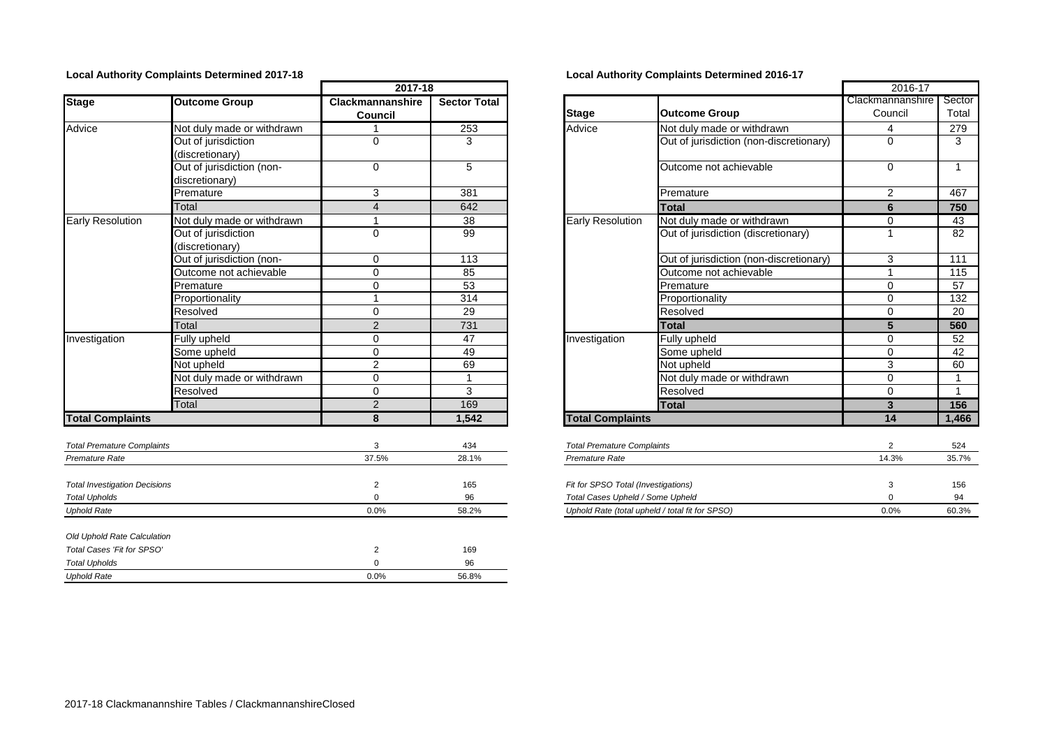**Local Authority Complaints Determined 2017-18**

| | | 2017-18 | |
|---|---|---|---|
| **Stage** | **Outcome Group** | **Clackmannanshire Council** | **Sector Total** |
| Advice | Not duly made or withdrawn | 1 | 253 |
| | Out of jurisdiction (discretionary) | 0 | 3 |
| | Out of jurisdiction (non-discretionary) | 0 | 5 |
| | Premature | 3 | 381 |
| | Total | 4 | 642 |
| Early Resolution | Not duly made or withdrawn | 1 | 38 |
| | Out of jurisdiction (discretionary) | 0 | 99 |
| | Out of jurisdiction (non- | 0 | 113 |
| | Outcome not achievable | 0 | 85 |
| | Premature | 0 | 53 |
| | Proportionality | 1 | 314 |
| | Resolved | 0 | 29 |
| | Total | 2 | 731 |
| Investigation | Fully upheld | 0 | 47 |
| | Some upheld | 0 | 49 |
| | Not upheld | 2 | 69 |
| | Not duly made or withdrawn | 0 | 1 |
| | Resolved | 0 | 3 |
| | Total | 2 | 169 |
| **Total Complaints** | | **8** | **1,542** |

| | | |
|---|---|---|
| *Total Premature Complaints* | 3 | 434 |
| *Premature Rate* | 37.5% | 28.1% |
| *Total Investigation Decisions* | 2 | 165 |
| *Total Upholds* | 0 | 96 |
| *Uphold Rate* | 0.0% | 58.2% |
| *Old Uphold Rate Calculation* | | |
| *Total Cases 'Fit for SPSO'* | 2 | 169 |
| *Total Upholds* | 0 | 96 |
| *Uphold Rate* | 0.0% | 56.8% |

**Local Authority Complaints Determined 2016-17**

| | | 2016-17 | |
|---|---|---|---|
| **Stage** | **Outcome Group** | Clackmannanshire Council | Sector Total |
| Advice | Not duly made or withdrawn | 4 | 279 |
| | Out of jurisdiction (non-discretionary) | 0 | 3 |
| | Outcome not achievable | 0 | 1 |
| | Premature | 2 | 467 |
| | **Total** | **6** | **750** |
| Early Resolution | Not duly made or withdrawn | 0 | 43 |
| | Out of jurisdiction (discretionary) | 1 | 82 |
| | Out of jurisdiction (non-discretionary) | 3 | 111 |
| | Outcome not achievable | 1 | 115 |
| | Premature | 0 | 57 |
| | Proportionality | 0 | 132 |
| | Resolved | 0 | 20 |
| | **Total** | **5** | **560** |
| Investigation | Fully upheld | 0 | 52 |
| | Some upheld | 0 | 42 |
| | Not upheld | 3 | 60 |
| | Not duly made or withdrawn | 0 | 1 |
| | Resolved | 0 | 1 |
| | **Total** | **3** | **156** |
| **Total Complaints** | | **14** | **1,466** |

| | | |
|---|---|---|
| *Total Premature Complaints* | 2 | 524 |
| *Premature Rate* | 14.3% | 35.7% |
| *Fit for SPSO Total (Investigations)* | 3 | 156 |
| *Total Cases Upheld / Some Upheld* | 0 | 94 |
| *Uphold Rate (total upheld / total fit for SPSO)* | 0.0% | 60.3% |

2017-18 Clackmanannshire Tables / ClackmannanshireClosed